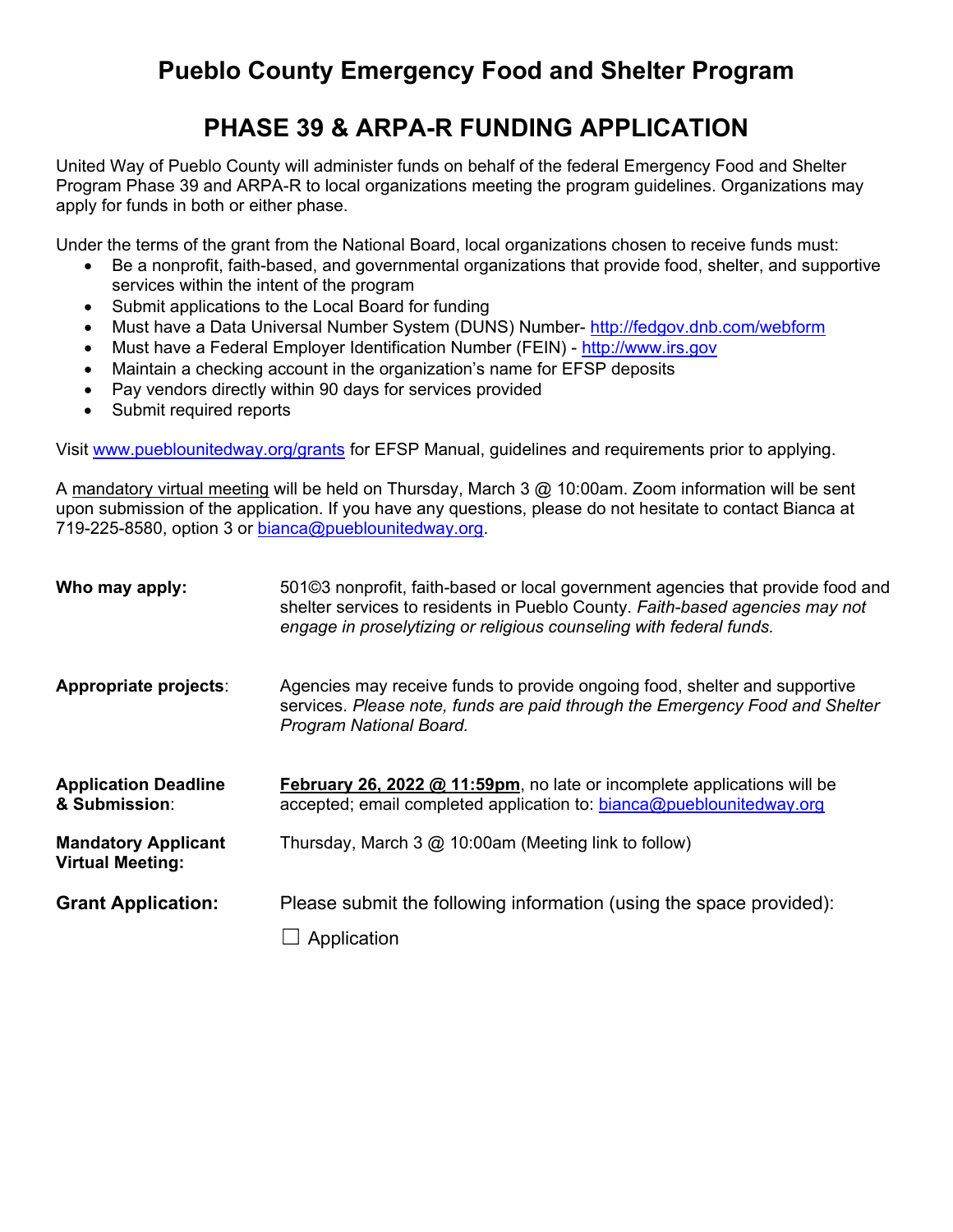# Pueblo County Emergency Food and Shelter Program

## PHASE 39 & ARPA-R FUNDING APPLICATION

United Way of Pueblo County will administer funds on behalf of the federal Emergency Food and Shelter Program Phase 39 and ARPA-R to local organizations meeting the program guidelines. Organizations may apply for funds in both or either phase.

Under the terms of the grant from the National Board, local organizations chosen to receive funds must:

- Be a nonprofit, faith-based, and governmental organizations that provide food, shelter, and supportive services within the intent of the program
- Submit applications to the Local Board for funding
- Must have a Data Universal Number System (DUNS) Number- http://fedgov.dnb.com/webform
- Must have a Federal Employer Identification Number (FEIN) - http://www.irs.gov
- Maintain a checking account in the organization's name for EFSP deposits
- Pay vendors directly within 90 days for services provided
- Submit required reports

Visit www.pueblounitedway.org/grants for EFSP Manual, guidelines and requirements prior to applying.

A mandatory virtual meeting will be held on Thursday, March 3 @ 10:00am. Zoom information will be sent upon submission of the application. If you have any questions, please do not hesitate to contact Bianca at 719-225-8580, option 3 or bianca@pueblounitedway.org.

**Who may apply:** 501©3 nonprofit, faith-based or local government agencies that provide food and shelter services to residents in Pueblo County. *Faith-based agencies may not engage in proselytizing or religious counseling with federal funds.*

**Appropriate projects**: Agencies may receive funds to provide ongoing food, shelter and supportive services. *Please note, funds are paid through the Emergency Food and Shelter Program National Board.*

**Application Deadline & Submission**: **February 26, 2022 @ 11:59pm**, no late or incomplete applications will be accepted; email completed application to: bianca@pueblounitedway.org

**Mandatory Applicant Virtual Meeting:** Thursday, March 3 @ 10:00am (Meeting link to follow)

**Grant Application:** Please submit the following information (using the space provided):

☐ Application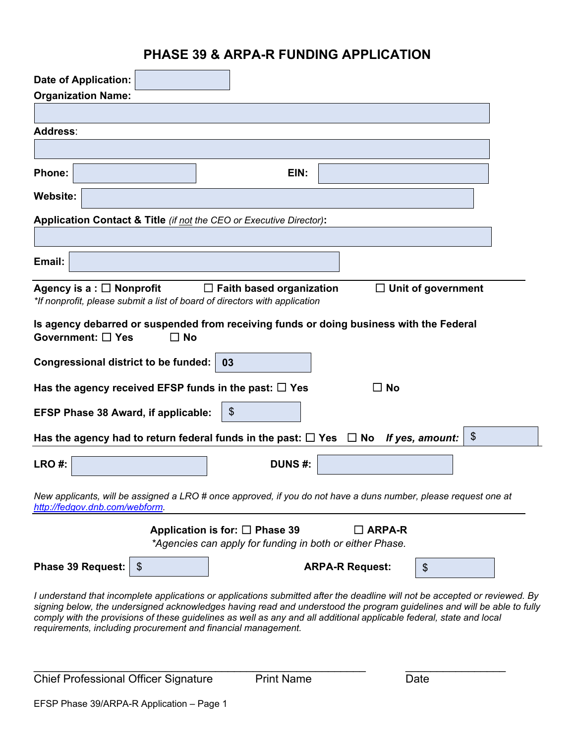# PHASE 39 & ARPA-R FUNDING APPLICATION

**Date of Application:**

**Organization Name:**

**Address**:

**Phone:** **EIN:**

**Website:**

**Application Contact & Title** *(if not the CEO or Executive Director)***:**

**Email:**

---

**Agency is a :** ☐ **Nonprofit** ☐ **Faith based organization** ☐ **Unit of government**

*\*If nonprofit, please submit a list of board of directors with application*

**Is agency debarred or suspended from receiving funds or doing business with the Federal Government:** ☐ **Yes** ☐ **No**

**Congressional district to be funded:** 03

**Has the agency received EFSP funds in the past:** ☐ **Yes** ☐ **No**

**EFSP Phase 38 Award, if applicable:** $

**Has the agency had to return federal funds in the past:** ☐ **Yes** ☐ **No** ***If yes, amount:*** $

---

**LRO #:** **DUNS #:**

*New applicants, will be assigned a LRO # once approved, if you do not have a duns number, please request one at http://fedgov.dnb.com/webform.*

---

**Application is for:** ☐ **Phase 39** ☐ **ARPA-R**

*\*Agencies can apply for funding in both or either Phase.*

**Phase 39 Request:** $ **ARPA-R Request:** $

*I understand that incomplete applications or applications submitted after the deadline will not be accepted or reviewed. By signing below, the undersigned acknowledges having read and understood the program guidelines and will be able to fully comply with the provisions of these guidelines as well as any and all additional applicable federal, state and local requirements, including procurement and financial management.*

\_\_\_\_\_\_\_\_\_\_\_\_\_\_\_\_\_\_\_\_\_\_\_\_\_\_\_\_\_\_\_\_\_\_\_\_\_\_\_\_\_\_\_\_\_\_\_\_ \_\_\_\_\_\_\_\_\_\_\_\_\_\_\_\_

Chief Professional Officer Signature Print Name Date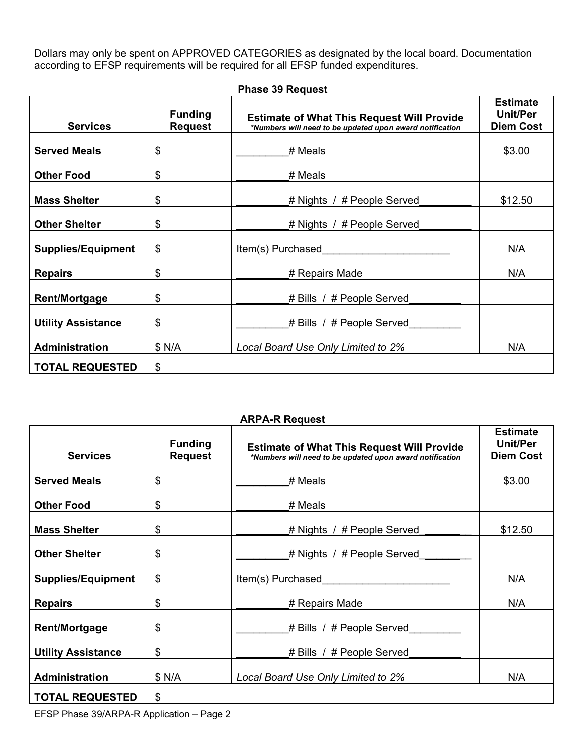Dollars may only be spent on APPROVED CATEGORIES as designated by the local board. Documentation according to EFSP requirements will be required for all EFSP funded expenditures.

**Phase 39 Request**

| Services | Funding Request | Estimate of What This Request Will Provide<br>*\*Numbers will need to be updated upon award notification* | Estimate Unit/Per Diem Cost |
|---|---|---|---|
| **Served Meals** | $ | _________# Meals | $3.00 |
| **Other Food** | $ | _________# Meals | |
| **Mass Shelter** | $ | _________# Nights / # People Served_________ | $12.50 |
| **Other Shelter** | $ | _________# Nights / # People Served_________ | |
| **Supplies/Equipment** | $ | Item(s) Purchased_______________________ | N/A |
| **Repairs** | $ | _________# Repairs Made | N/A |
| **Rent/Mortgage** | $ | _________# Bills / # People Served_________ | |
| **Utility Assistance** | $ | _________# Bills / # People Served_________ | |
| **Administration** | $ N/A | *Local Board Use Only Limited to 2%* | N/A |
| **TOTAL REQUESTED** | $ | | |

**ARPA-R Request**

| Services | Funding Request | Estimate of What This Request Will Provide<br>*\*Numbers will need to be updated upon award notification* | Estimate Unit/Per Diem Cost |
|---|---|---|---|
| **Served Meals** | $ | _________# Meals | $3.00 |
| **Other Food** | $ | _________# Meals | |
| **Mass Shelter** | $ | _________# Nights / # People Served_________ | $12.50 |
| **Other Shelter** | $ | _________# Nights / # People Served_________ | |
| **Supplies/Equipment** | $ | Item(s) Purchased_______________________ | N/A |
| **Repairs** | $ | _________# Repairs Made | N/A |
| **Rent/Mortgage** | $ | _________# Bills / # People Served_________ | |
| **Utility Assistance** | $ | _________# Bills / # People Served_________ | |
| **Administration** | $ N/A | *Local Board Use Only Limited to 2%* | N/A |
| **TOTAL REQUESTED** | $ | | |

EFSP Phase 39/ARPA-R Application – Page 2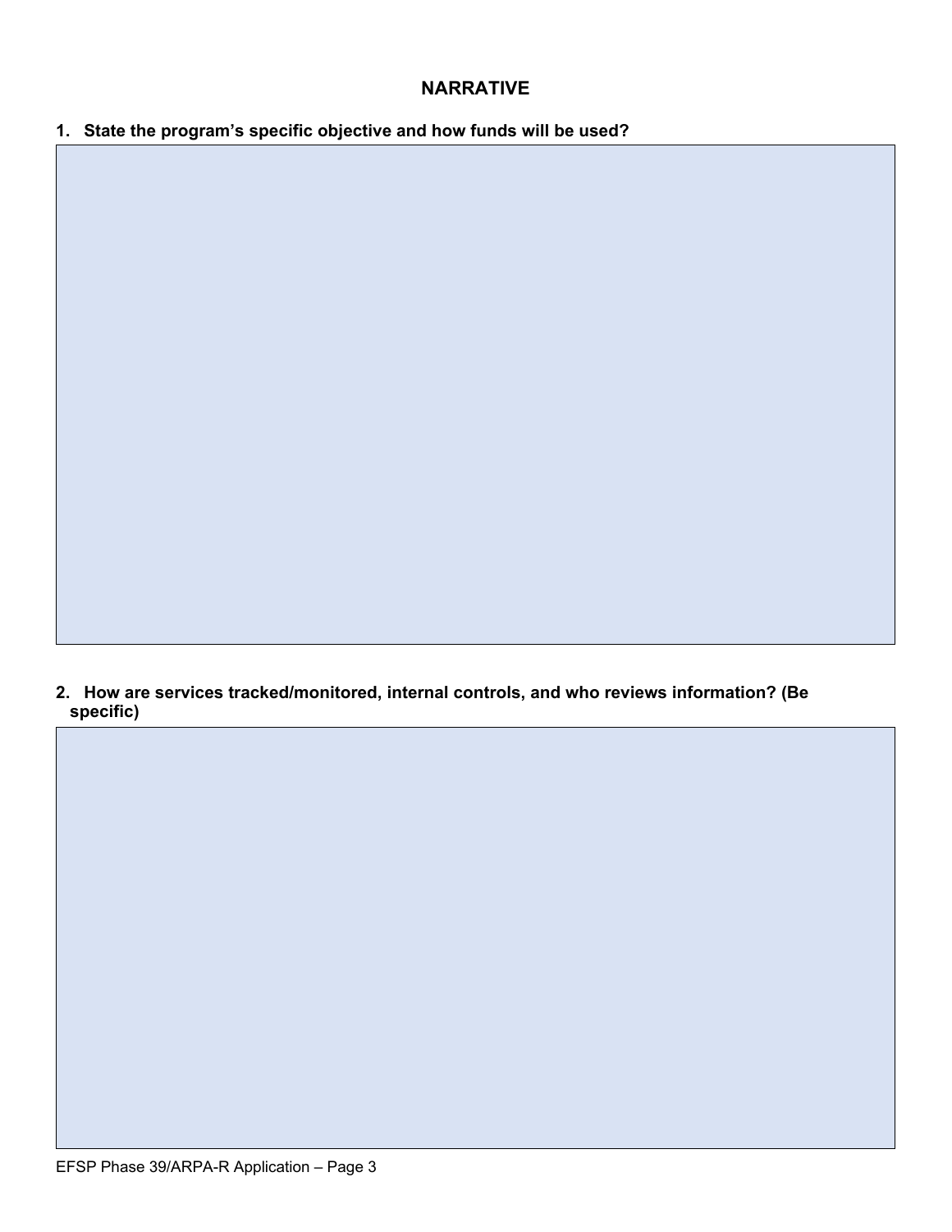## NARRATIVE

**1. State the program's specific objective and how funds will be used?**

**2. How are services tracked/monitored, internal controls, and who reviews information? (Be specific)**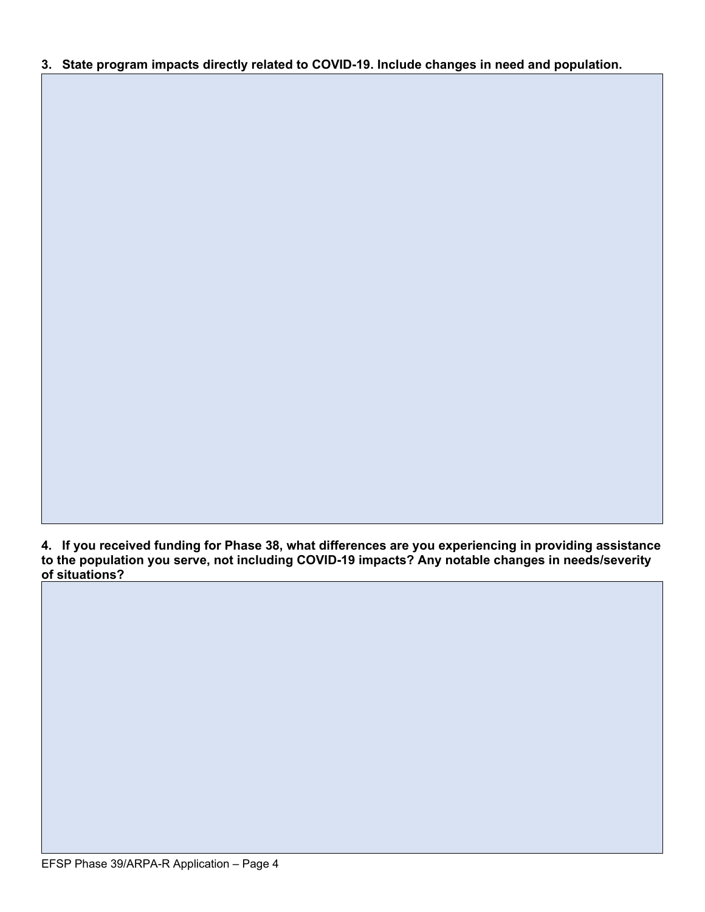**3. State program impacts directly related to COVID-19. Include changes in need and population.**

**4. If you received funding for Phase 38, what differences are you experiencing in providing assistance to the population you serve, not including COVID-19 impacts? Any notable changes in needs/severity of situations?**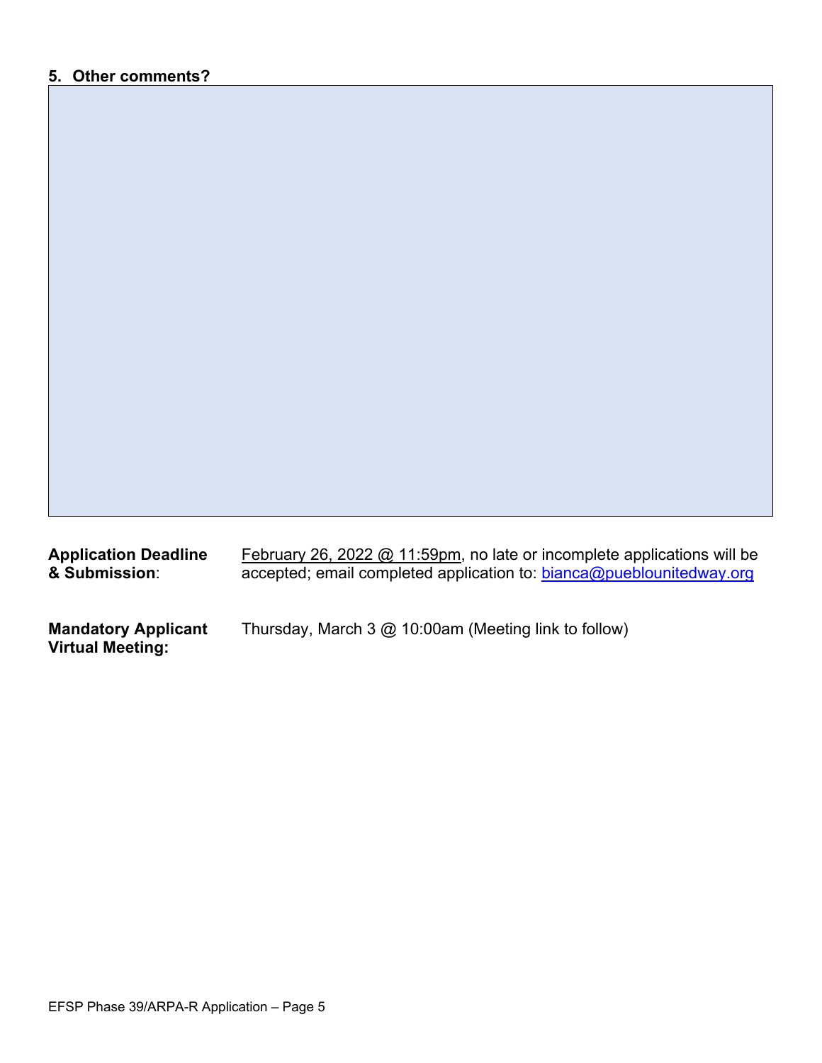**5. Other comments?**

**Application Deadline & Submission**: February 26, 2022 @ 11:59pm, no late or incomplete applications will be accepted; email completed application to: bianca@pueblounitedway.org

**Mandatory Applicant Virtual Meeting:** Thursday, March 3 @ 10:00am (Meeting link to follow)